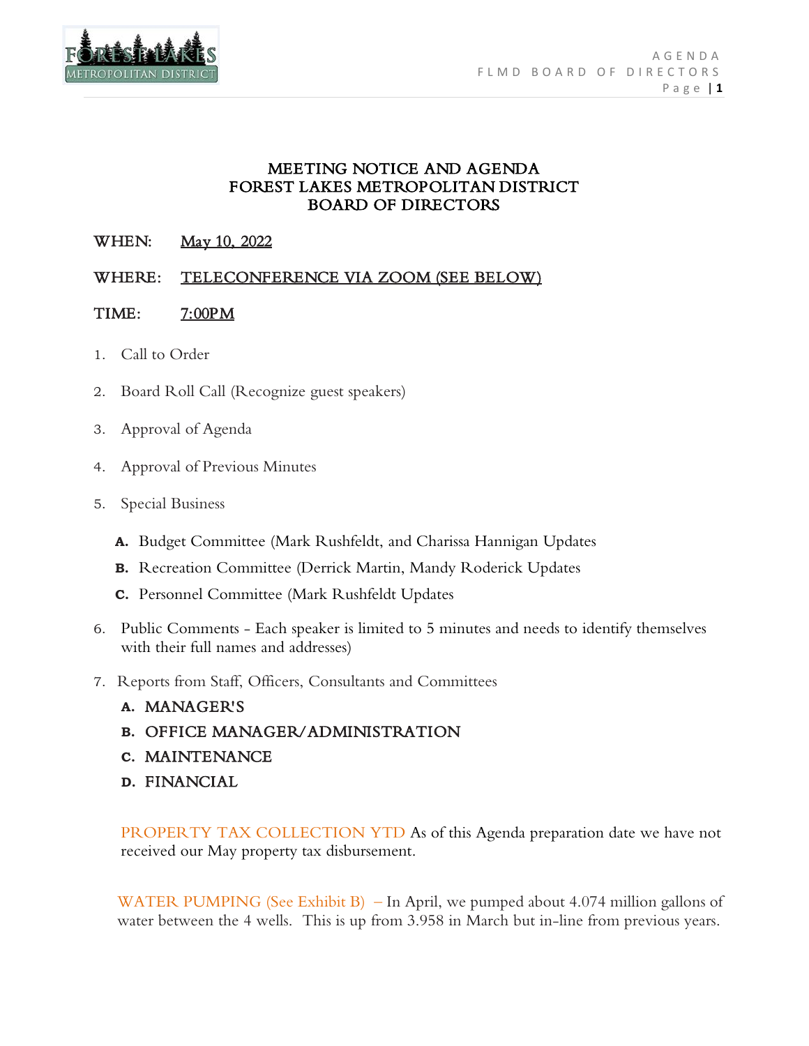# MEETING NOTICE AND AGENDA
# FOREST LAKES METROPOLITAN DISTRICT
# BOARD OF DIRECTORS

WHEN: May 10, 2022

WHERE: TELECONFERENCE VIA ZOOM (SEE BELOW)

TIME: 7:00PM

1. Call to Order
2. Board Roll Call (Recognize guest speakers)
3. Approval of Agenda
4. Approval of Previous Minutes
5. Special Business
   - **A.** Budget Committee (Mark Rushfeldt, and Charissa Hannigan Updates
   - **B.** Recreation Committee (Derrick Martin, Mandy Roderick Updates
   - **C.** Personnel Committee (Mark Rushfeldt Updates
6. Public Comments - Each speaker is limited to 5 minutes and needs to identify themselves with their full names and addresses)
7. Reports from Staff, Officers, Consultants and Committees
   - **A.** MANAGER'S
   - **B.** OFFICE MANAGER/ADMINISTRATION
   - **C.** MAINTENANCE
   - **D.** FINANCIAL

PROPERTY TAX COLLECTION YTD As of this Agenda preparation date we have not received our May property tax disbursement.

WATER PUMPING (See Exhibit B) – In April, we pumped about 4.074 million gallons of water between the 4 wells. This is up from 3.958 in March but in-line from previous years.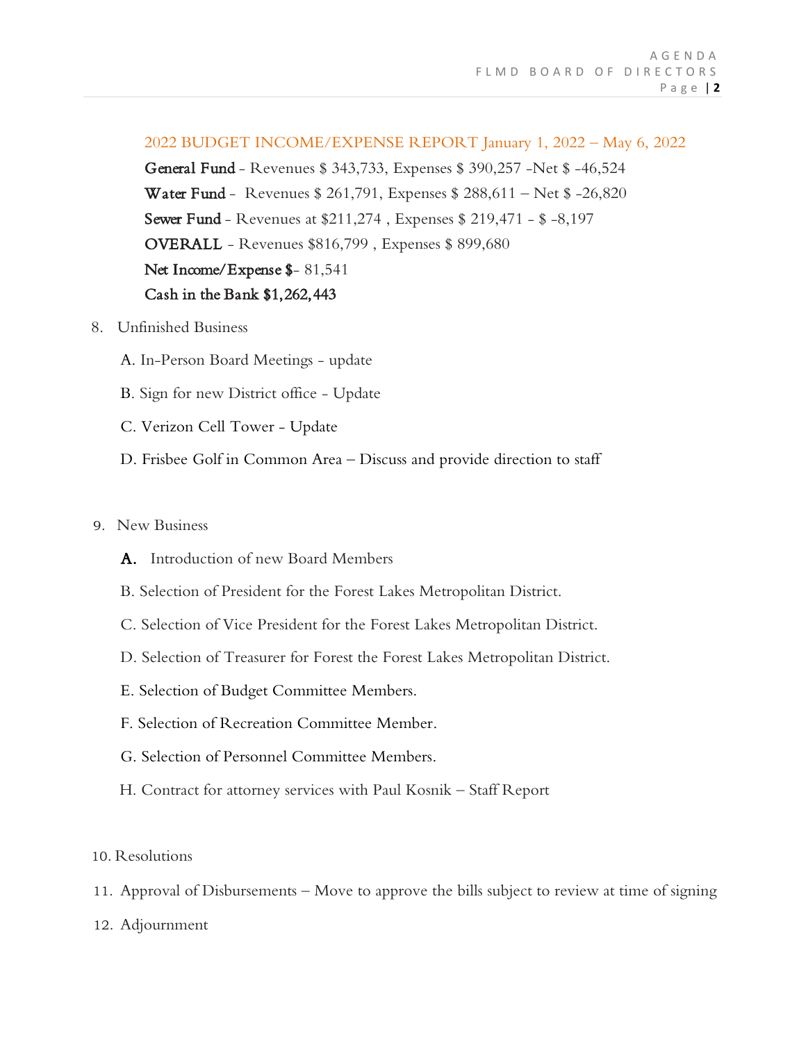2022 BUDGET INCOME/EXPENSE REPORT January 1, 2022 – May 6, 2022

**General Fund** - Revenues $ 343,733, Expenses $ 390,257 -Net $ -46,524

**Water Fund** - Revenues $ 261,791, Expenses $ 288,611 – Net $ -26,820

**Sewer Fund** - Revenues at $211,274 , Expenses $ 219,471 - $ -8,197

**OVERALL** - Revenues $816,799 , Expenses $ 899,680

**Net Income/Expense $**- 81,541

**Cash in the Bank $1,262,443**

8. Unfinished Business

   A. In-Person Board Meetings - update

   B. Sign for new District office - Update

   C. Verizon Cell Tower - Update

   D. Frisbee Golf in Common Area – Discuss and provide direction to staff

9. New Business

   **A.** Introduction of new Board Members

   B. Selection of President for the Forest Lakes Metropolitan District.

   C. Selection of Vice President for the Forest Lakes Metropolitan District.

   D. Selection of Treasurer for Forest the Forest Lakes Metropolitan District.

   E. Selection of Budget Committee Members.

   F. Selection of Recreation Committee Member.

   G. Selection of Personnel Committee Members.

   H. Contract for attorney services with Paul Kosnik – Staff Report

10. Resolutions

11. Approval of Disbursements – Move to approve the bills subject to review at time of signing

12. Adjournment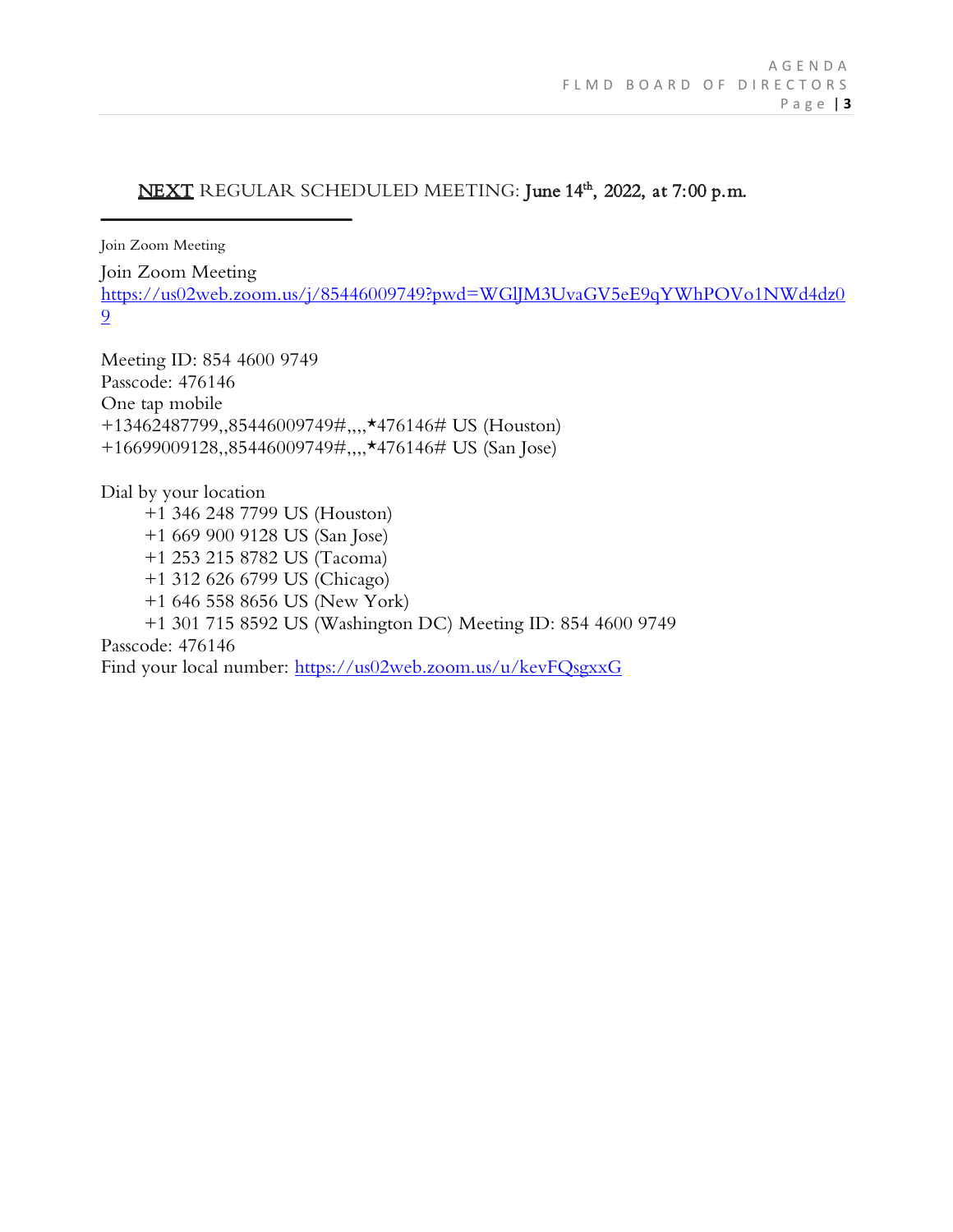**NEXT** REGULAR SCHEDULED MEETING: **June 14th, 2022, at 7:00 p.m.**

---

Join Zoom Meeting

Join Zoom Meeting
https://us02web.zoom.us/j/85446009749?pwd=WGlJM3UvaGV5eE9qYWhPOVo1NWd4dz09

Meeting ID: 854 4600 9749
Passcode: 476146
One tap mobile
+13462487799,,85446009749#,,,,*476146# US (Houston)
+16699009128,,85446009749#,,,,*476146# US (San Jose)

Dial by your location
+1 346 248 7799 US (Houston)
+1 669 900 9128 US (San Jose)
+1 253 215 8782 US (Tacoma)
+1 312 626 6799 US (Chicago)
+1 646 558 8656 US (New York)
+1 301 715 8592 US (Washington DC) Meeting ID: 854 4600 9749
Passcode: 476146
Find your local number: https://us02web.zoom.us/u/kevFQsgxxG